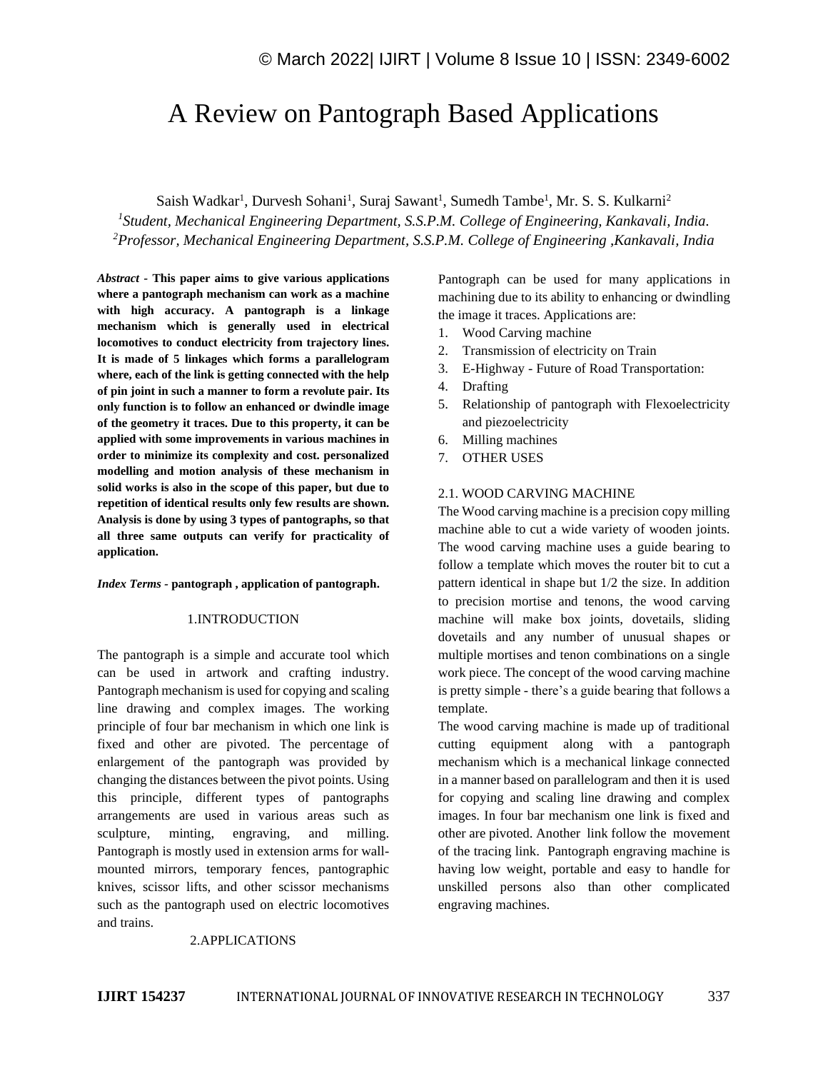# A Review on Pantograph Based Applications

Saish Wadkar[1], Durvesh Sohani[1], Suraj Sawant[1], Sumedh Tambe[1], Mr. S. S. Kulkarni[2]

[1]*Student, Mechanical Engineering Department, S.S.P.M. College of Engineering, Kankavali, India.*

[2]*Professor, Mechanical Engineering Department, S.S.P.M. College of Engineering ,Kankavali, India*

***Abstract* - This paper aims to give various applications where a pantograph mechanism can work as a machine with high accuracy. A pantograph is a linkage mechanism which is generally used in electrical locomotives to conduct electricity from trajectory lines. It is made of 5 linkages which forms a parallelogram where, each of the link is getting connected with the help of pin joint in such a manner to form a revolute pair. Its only function is to follow an enhanced or dwindle image of the geometry it traces. Due to this property, it can be applied with some improvements in various machines in order to minimize its complexity and cost. personalized modelling and motion analysis of these mechanism in solid works is also in the scope of this paper, but due to repetition of identical results only few results are shown. Analysis is done by using 3 types of pantographs, so that all three same outputs can verify for practicality of application.**

***Index Terms* - pantograph , application of pantograph.**

## 1.INTRODUCTION

The pantograph is a simple and accurate tool which can be used in artwork and crafting industry. Pantograph mechanism is used for copying and scaling line drawing and complex images. The working principle of four bar mechanism in which one link is fixed and other are pivoted. The percentage of enlargement of the pantograph was provided by changing the distances between the pivot points. Using this principle, different types of pantographs arrangements are used in various areas such as sculpture, minting, engraving, and milling. Pantograph is mostly used in extension arms for wall-mounted mirrors, temporary fences, pantographic knives, scissor lifts, and other scissor mechanisms such as the pantograph used on electric locomotives and trains.

## 2.APPLICATIONS

Pantograph can be used for many applications in machining due to its ability to enhancing or dwindling the image it traces. Applications are:

1. Wood Carving machine
2. Transmission of electricity on Train
3. E-Highway - Future of Road Transportation:
4. Drafting
5. Relationship of pantograph with Flexoelectricity and piezoelectricity
6. Milling machines
7. OTHER USES

### 2.1. WOOD CARVING MACHINE

The Wood carving machine is a precision copy milling machine able to cut a wide variety of wooden joints. The wood carving machine uses a guide bearing to follow a template which moves the router bit to cut a pattern identical in shape but 1/2 the size. In addition to precision mortise and tenons, the wood carving machine will make box joints, dovetails, sliding dovetails and any number of unusual shapes or multiple mortises and tenon combinations on a single work piece. The concept of the wood carving machine is pretty simple - there's a guide bearing that follows a template.

The wood carving machine is made up of traditional cutting equipment along with a pantograph mechanism which is a mechanical linkage connected in a manner based on parallelogram and then it is used for copying and scaling line drawing and complex images. In four bar mechanism one link is fixed and other are pivoted. Another link follow the movement of the tracing link. Pantograph engraving machine is having low weight, portable and easy to handle for unskilled persons also than other complicated engraving machines.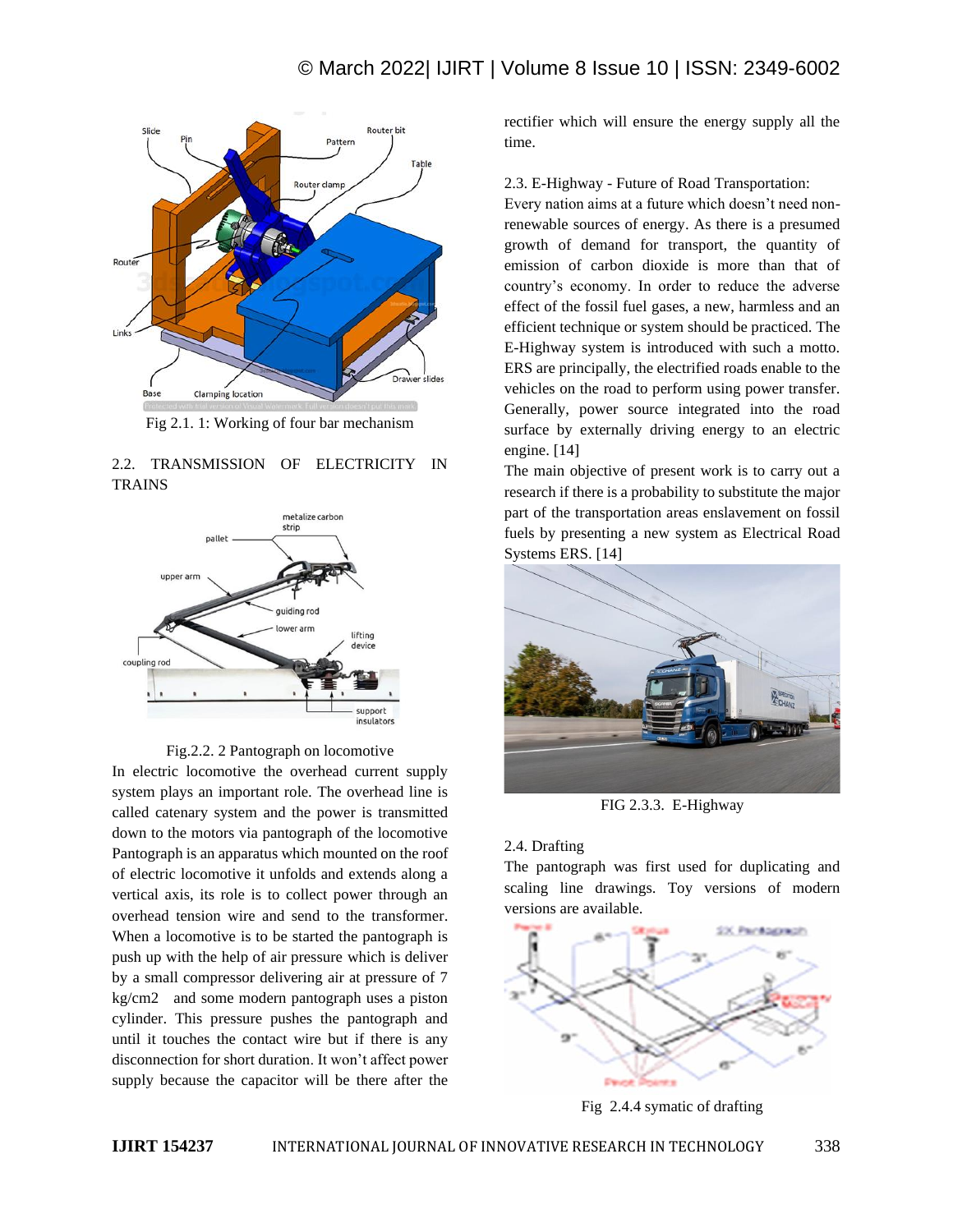Fig 2.1. 1: Working of four bar mechanism

## 2.2. TRANSMISSION OF ELECTRICITY IN TRAINS

Fig.2.2. 2 Pantograph on locomotive

In electric locomotive the overhead current supply system plays an important role. The overhead line is called catenary system and the power is transmitted down to the motors via pantograph of the locomotive Pantograph is an apparatus which mounted on the roof of electric locomotive it unfolds and extends along a vertical axis, its role is to collect power through an overhead tension wire and send to the transformer. When a locomotive is to be started the pantograph is push up with the help of air pressure which is deliver by a small compressor delivering air at pressure of 7 kg/cm2 and some modern pantograph uses a piston cylinder. This pressure pushes the pantograph and until it touches the contact wire but if there is any disconnection for short duration. It won't affect power supply because the capacitor will be there after the rectifier which will ensure the energy supply all the time.

## 2.3. E-Highway - Future of Road Transportation:

Every nation aims at a future which doesn't need non-renewable sources of energy. As there is a presumed growth of demand for transport, the quantity of emission of carbon dioxide is more than that of country's economy. In order to reduce the adverse effect of the fossil fuel gases, a new, harmless and an efficient technique or system should be practiced. The E-Highway system is introduced with such a motto. ERS are principally, the electrified roads enable to the vehicles on the road to perform using power transfer. Generally, power source integrated into the road surface by externally driving energy to an electric engine. [14]

The main objective of present work is to carry out a research if there is a probability to substitute the major part of the transportation areas enslavement on fossil fuels by presenting a new system as Electrical Road Systems ERS. [14]

FIG 2.3.3. E-Highway

## 2.4. Drafting

The pantograph was first used for duplicating and scaling line drawings. Toy versions of modern versions are available.

Fig 2.4.4 symatic of drafting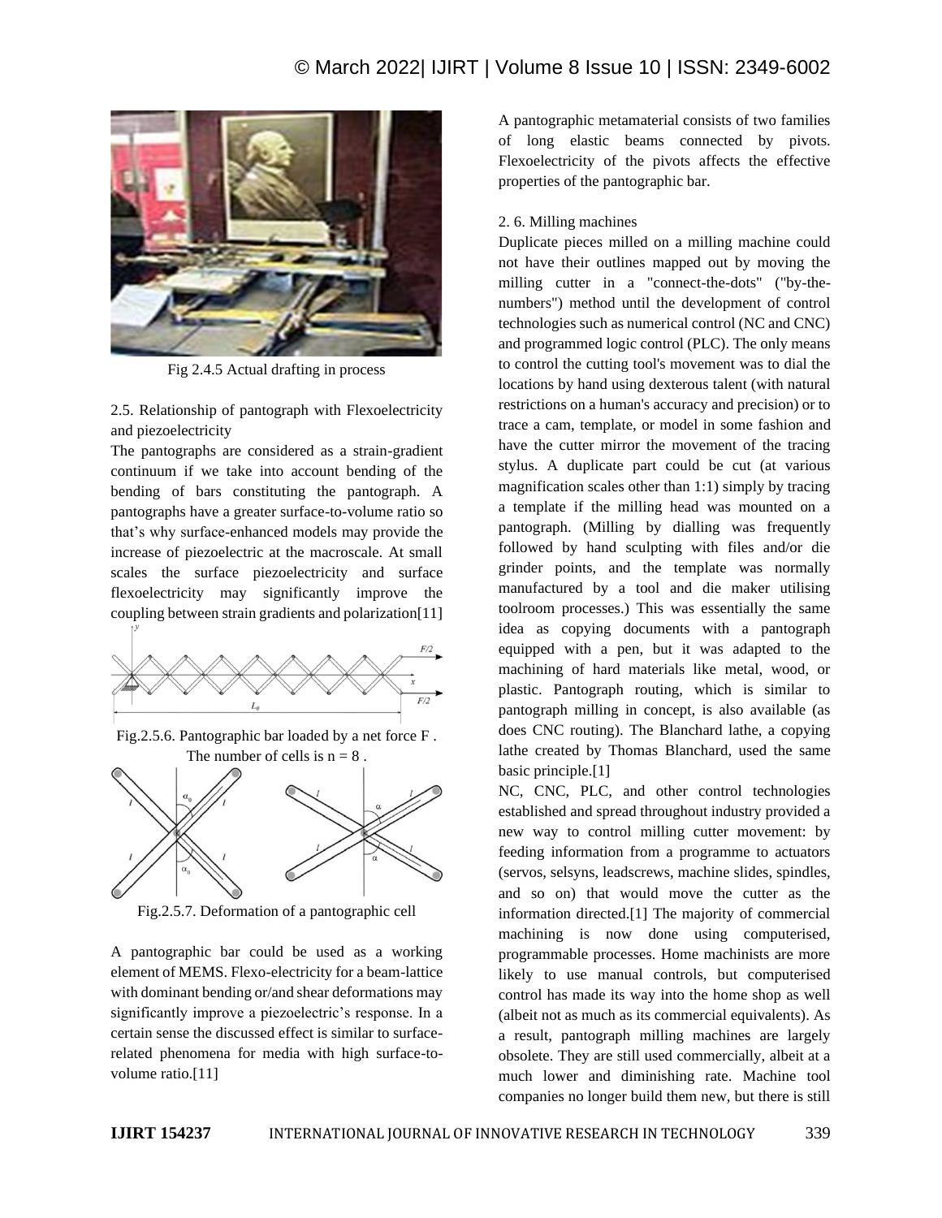Fig 2.4.5 Actual drafting in process

2.5. Relationship of pantograph with Flexoelectricity and piezoelectricity

The pantographs are considered as a strain-gradient continuum if we take into account bending of the bending of bars constituting the pantograph. A pantographs have a greater surface-to-volume ratio so that's why surface-enhanced models may provide the increase of piezoelectric at the macroscale. At small scales the surface piezoelectricity and surface flexoelectricity may significantly improve the coupling between strain gradients and polarization[11]

Fig.2.5.6. Pantographic bar loaded by a net force F . The number of cells is n = 8 .

Fig.2.5.7. Deformation of a pantographic cell

A pantographic bar could be used as a working element of MEMS. Flexo-electricity for a beam-lattice with dominant bending or/and shear deformations may significantly improve a piezoelectric's response. In a certain sense the discussed effect is similar to surface-related phenomena for media with high surface-to-volume ratio.[11]

A pantographic metamaterial consists of two families of long elastic beams connected by pivots. Flexoelectricity of the pivots affects the effective properties of the pantographic bar.

2. 6. Milling machines

Duplicate pieces milled on a milling machine could not have their outlines mapped out by moving the milling cutter in a "connect-the-dots" ("by-the-numbers") method until the development of control technologies such as numerical control (NC and CNC) and programmed logic control (PLC). The only means to control the cutting tool's movement was to dial the locations by hand using dexterous talent (with natural restrictions on a human's accuracy and precision) or to trace a cam, template, or model in some fashion and have the cutter mirror the movement of the tracing stylus. A duplicate part could be cut (at various magnification scales other than 1:1) simply by tracing a template if the milling head was mounted on a pantograph. (Milling by dialling was frequently followed by hand sculpting with files and/or die grinder points, and the template was normally manufactured by a tool and die maker utilising toolroom processes.) This was essentially the same idea as copying documents with a pantograph equipped with a pen, but it was adapted to the machining of hard materials like metal, wood, or plastic. Pantograph routing, which is similar to pantograph milling in concept, is also available (as does CNC routing). The Blanchard lathe, a copying lathe created by Thomas Blanchard, used the same basic principle.[1]

NC, CNC, PLC, and other control technologies established and spread throughout industry provided a new way to control milling cutter movement: by feeding information from a programme to actuators (servos, selsyns, leadscrews, machine slides, spindles, and so on) that would move the cutter as the information directed.[1] The majority of commercial machining is now done using computerised, programmable processes. Home machinists are more likely to use manual controls, but computerised control has made its way into the home shop as well (albeit not as much as its commercial equivalents). As a result, pantograph milling machines are largely obsolete. They are still used commercially, albeit at a much lower and diminishing rate. Machine tool companies no longer build them new, but there is still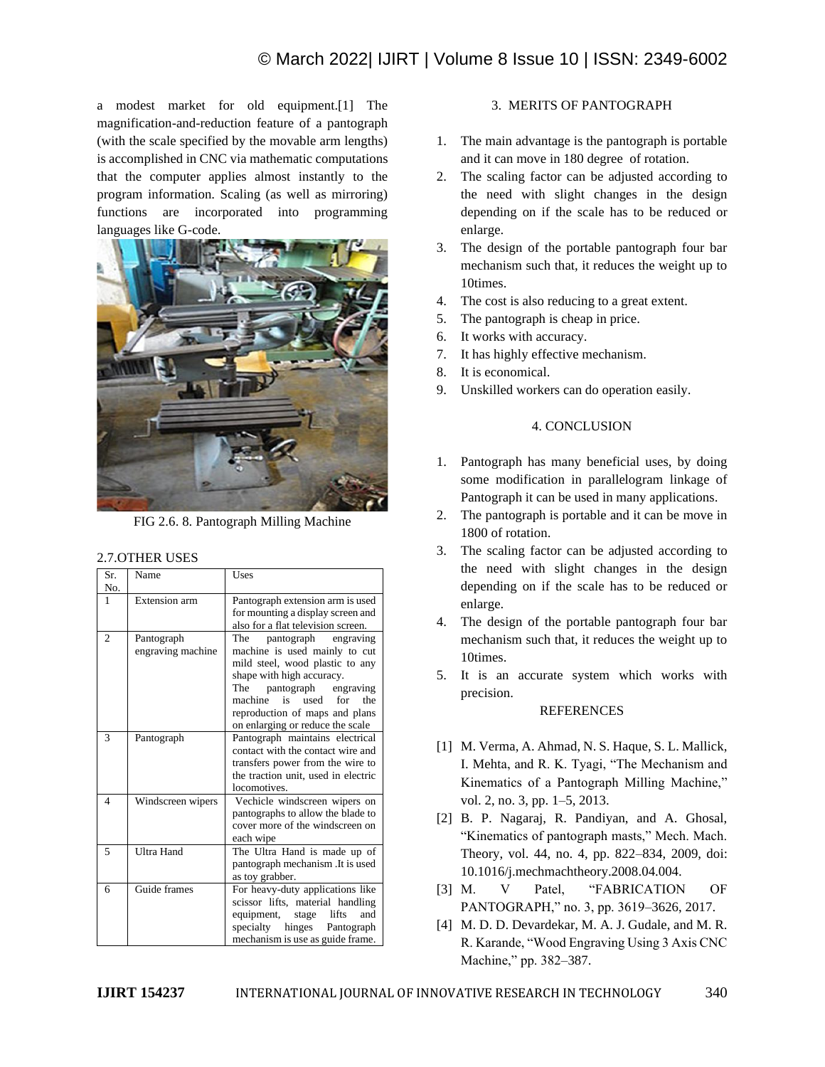a modest market for old equipment.[1] The magnification-and-reduction feature of a pantograph (with the scale specified by the movable arm lengths) is accomplished in CNC via mathematic computations that the computer applies almost instantly to the program information. Scaling (as well as mirroring) functions are incorporated into programming languages like G-code.

FIG 2.6. 8. Pantograph Milling Machine

### 2.7.OTHER USES

| Sr. No. | Name | Uses |
|---|---|---|
| 1 | Extension arm | Pantograph extension arm is used for mounting a display screen and also for a flat television screen. |
| 2 | Pantograph engraving machine | The pantograph engraving machine is used mainly to cut mild steel, wood plastic to any shape with high accuracy. The pantograph engraving machine is used for the reproduction of maps and plans on enlarging or reduce the scale |
| 3 | Pantograph | Pantograph maintains electrical contact with the contact wire and transfers power from the wire to the traction unit, used in electric locomotives. |
| 4 | Windscreen wipers | Vechicle windscreen wipers on pantographs to allow the blade to cover more of the windscreen on each wipe |
| 5 | Ultra Hand | The Ultra Hand is made up of pantograph mechanism .It is used as toy grabber. |
| 6 | Guide frames | For heavy-duty applications like scissor lifts, material handling equipment, stage lifts and specialty hinges Pantograph mechanism is use as guide frame. |

## 3. MERITS OF PANTOGRAPH

1. The main advantage is the pantograph is portable and it can move in 180 degree of rotation.
2. The scaling factor can be adjusted according to the need with slight changes in the design depending on if the scale has to be reduced or enlarge.
3. The design of the portable pantograph four bar mechanism such that, it reduces the weight up to 10times.
4. The cost is also reducing to a great extent.
5. The pantograph is cheap in price.
6. It works with accuracy.
7. It has highly effective mechanism.
8. It is economical.
9. Unskilled workers can do operation easily.

## 4. CONCLUSION

1. Pantograph has many beneficial uses, by doing some modification in parallelogram linkage of Pantograph it can be used in many applications.
2. The pantograph is portable and it can be move in 1800 of rotation.
3. The scaling factor can be adjusted according to the need with slight changes in the design depending on if the scale has to be reduced or enlarge.
4. The design of the portable pantograph four bar mechanism such that, it reduces the weight up to 10times.
5. It is an accurate system which works with precision.

## REFERENCES

[1] M. Verma, A. Ahmad, N. S. Haque, S. L. Mallick, I. Mehta, and R. K. Tyagi, "The Mechanism and Kinematics of a Pantograph Milling Machine," vol. 2, no. 3, pp. 1–5, 2013.

[2] B. P. Nagaraj, R. Pandiyan, and A. Ghosal, "Kinematics of pantograph masts," Mech. Mach. Theory, vol. 44, no. 4, pp. 822–834, 2009, doi: 10.1016/j.mechmachtheory.2008.04.004.

[3] M. V Patel, "FABRICATION OF PANTOGRAPH," no. 3, pp. 3619–3626, 2017.

[4] M. D. D. Devardekar, M. A. J. Gudale, and M. R. R. Karande, "Wood Engraving Using 3 Axis CNC Machine," pp. 382–387.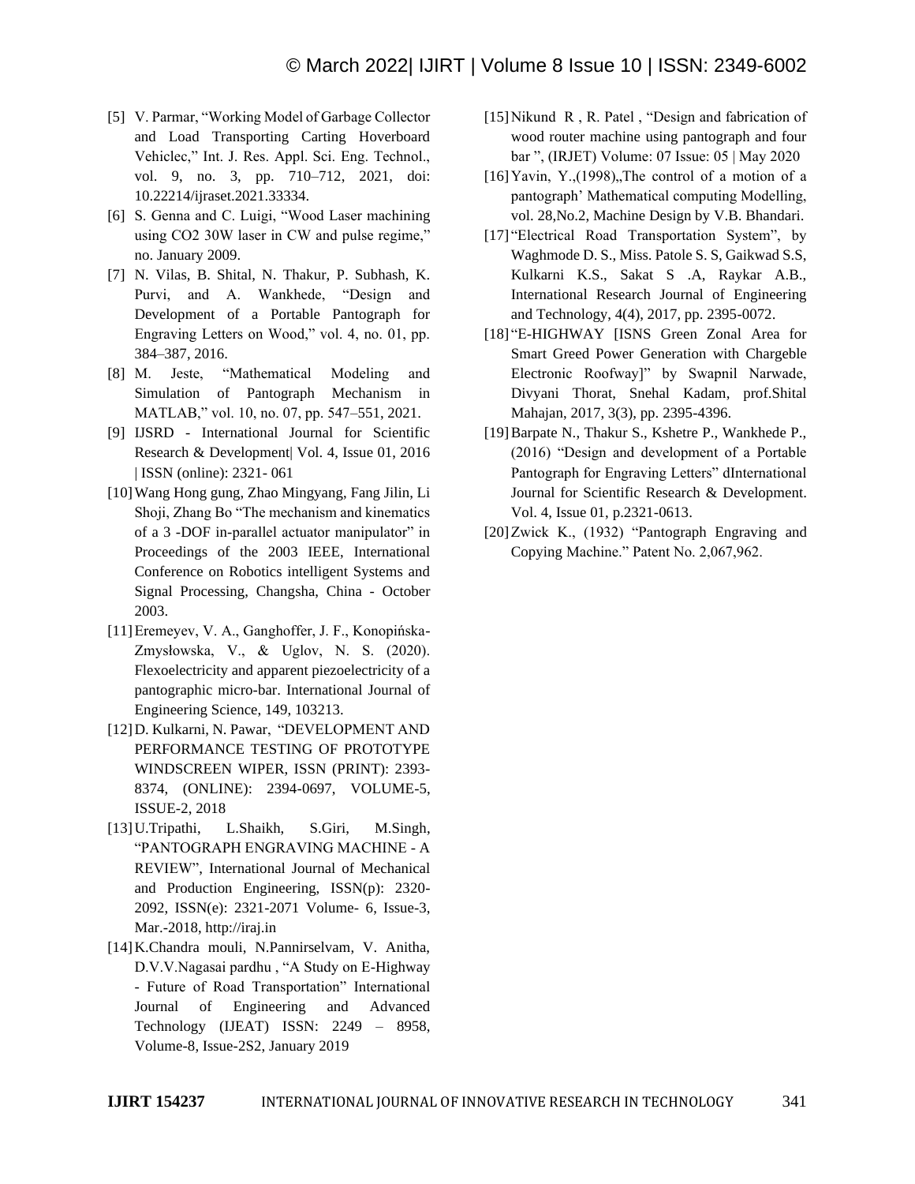[5] V. Parmar, "Working Model of Garbage Collector and Load Transporting Carting Hoverboard Vehiclec," Int. J. Res. Appl. Sci. Eng. Technol., vol. 9, no. 3, pp. 710–712, 2021, doi: 10.22214/ijraset.2021.33334.

[6] S. Genna and C. Luigi, "Wood Laser machining using CO2 30W laser in CW and pulse regime," no. January 2009.

[7] N. Vilas, B. Shital, N. Thakur, P. Subhash, K. Purvi, and A. Wankhede, "Design and Development of a Portable Pantograph for Engraving Letters on Wood," vol. 4, no. 01, pp. 384–387, 2016.

[8] M. Jeste, "Mathematical Modeling and Simulation of Pantograph Mechanism in MATLAB," vol. 10, no. 07, pp. 547–551, 2021.

[9] IJSRD - International Journal for Scientific Research & Development| Vol. 4, Issue 01, 2016 | ISSN (online): 2321- 061

[10] Wang Hong gung, Zhao Mingyang, Fang Jilin, Li Shoji, Zhang Bo "The mechanism and kinematics of a 3 -DOF in-parallel actuator manipulator" in Proceedings of the 2003 IEEE, International Conference on Robotics intelligent Systems and Signal Processing, Changsha, China - October 2003.

[11] Eremeyev, V. A., Ganghoffer, J. F., Konopińska-Zmysłowska, V., & Uglov, N. S. (2020). Flexoelectricity and apparent piezoelectricity of a pantographic micro-bar. International Journal of Engineering Science, 149, 103213.

[12] D. Kulkarni, N. Pawar, "DEVELOPMENT AND PERFORMANCE TESTING OF PROTOTYPE WINDSCREEN WIPER, ISSN (PRINT): 2393-8374, (ONLINE): 2394-0697, VOLUME-5, ISSUE-2, 2018

[13] U.Tripathi, L.Shaikh, S.Giri, M.Singh, "PANTOGRAPH ENGRAVING MACHINE - A REVIEW", International Journal of Mechanical and Production Engineering, ISSN(p): 2320-2092, ISSN(e): 2321-2071 Volume- 6, Issue-3, Mar.-2018, http://iraj.in

[14] K.Chandra mouli, N.Pannirselvam, V. Anitha, D.V.V.Nagasai pardhu , "A Study on E-Highway - Future of Road Transportation" International Journal of Engineering and Advanced Technology (IJEAT) ISSN: 2249 – 8958, Volume-8, Issue-2S2, January 2019

[15] Nikund R , R. Patel , "Design and fabrication of wood router machine using pantograph and four bar ", (IRJET) Volume: 07 Issue: 05 | May 2020

[16] Yavin, Y.,(1998),,The control of a motion of a pantograph' Mathematical computing Modelling, vol. 28,No.2, Machine Design by V.B. Bhandari.

[17] "Electrical Road Transportation System", by Waghmode D. S., Miss. Patole S. S, Gaikwad S.S, Kulkarni K.S., Sakat S .A, Raykar A.B., International Research Journal of Engineering and Technology, 4(4), 2017, pp. 2395-0072.

[18] "E-HIGHWAY [ISNS Green Zonal Area for Smart Greed Power Generation with Chargeble Electronic Roofway]" by Swapnil Narwade, Divyani Thorat, Snehal Kadam, prof.Shital Mahajan, 2017, 3(3), pp. 2395-4396.

[19] Barpate N., Thakur S., Kshetre P., Wankhede P., (2016) "Design and development of a Portable Pantograph for Engraving Letters" dInternational Journal for Scientific Research & Development. Vol. 4, Issue 01, p.2321-0613.

[20] Zwick K., (1932) "Pantograph Engraving and Copying Machine." Patent No. 2,067,962.